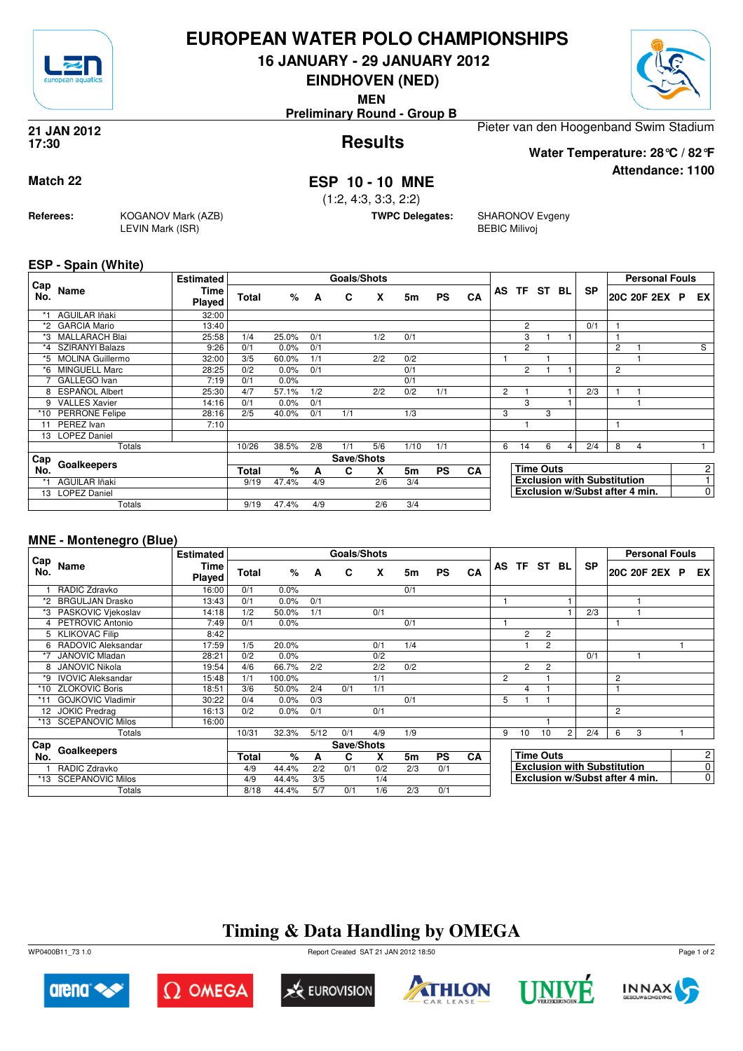# EUROPEAN WATER POLO CHAMPIONSHIPS

**16 JANUARY - 29 JANUARY 2012**

**EINDHOVEN (NED)**

**MEN**

**Preliminary Round - Group B**

**21 JAN 2012**
**17:30**

## Results

Pieter van den Hoogenband Swim Stadium

**Water Temperature: 28°C / 82°F**

**Attendance: 1100**

**Match 22**

## ESP 10 - 10 MNE

(1:2, 4:3, 3:3, 2:2)

**Referees:** KOGANOV Mark (AZB), LEVIN Mark (ISR)

**TWPC Delegates:** SHARONOV Evgeny, BEBIC Milivoj

### ESP - Spain (White)

| Cap No. | Name | Estimated Time Played | Total | % | A | C | X | 5m | PS | CA | AS | TF | ST | BL | SP | 20C | 20F | 2EX | P | EX |
|---|---|---|---|---|---|---|---|---|---|---|---|---|---|---|---|---|---|---|---|---|
| *1 | AGUILAR Iñaki | 32:00 | | | | | | | | | | | | | | | | | | |
| *2 | GARCIA Mario | 13:40 | | | | | | | | | | 2 | | | 0/1 | 1 | | | | |
| *3 | MALLARACH Blai | 25:58 | 1/4 | 25.0% | 0/1 | | 1/2 | 0/1 | | | | 3 | 1 | 1 | | 1 | | | | |
| *4 | SZIRANYI Balazs | 9:26 | 0/1 | 0.0% | 0/1 | | | | | | | 2 | | | | 2 | 1 | | | S |
| *5 | MOLINA Guillermo | 32:00 | 3/5 | 60.0% | 1/1 | | 2/2 | 0/2 | | | 1 | | 1 | | | | 1 | | | |
| *6 | MINGUELL Marc | 28:25 | 0/2 | 0.0% | 0/1 | | | 0/1 | | | | 2 | 1 | 1 | | 2 | | | | |
| 7 | GALLEGO Ivan | 7:19 | 0/1 | 0.0% | | | | 0/1 | | | | | | | | | | | | |
| 8 | ESPAÑOL Albert | 25:30 | 4/7 | 57.1% | 1/2 | | 2/2 | 0/2 | 1/1 | | 2 | 1 | | 1 | 2/3 | 1 | 1 | | | |
| 9 | VALLES Xavier | 14:16 | 0/1 | 0.0% | 0/1 | | | | | | | 3 | | 1 | | | 1 | | | |
| *10 | PERRONE Felipe | 28:16 | 2/5 | 40.0% | 0/1 | 1/1 | | 1/3 | | | 3 | | 3 | | | | | | | |
| 11 | PEREZ Ivan | 7:10 | | | | | | | | | | 1 | | | | 1 | | | | |
| 13 | LOPEZ Daniel | | | | | | | | | | | | | | | | | | | |
| | Totals | | 10/26 | 38.5% | 2/8 | 1/1 | 5/6 | 1/10 | 1/1 | | 6 | 14 | 6 | 4 | 2/4 | 8 | 4 | | | 1 |

| Cap No. | Goalkeepers | Total | % | A | C | X | 5m | PS | CA |
|---|---|---|---|---|---|---|---|---|---|
| *1 | AGUILAR Iñaki | 9/19 | 47.4% | 4/9 | | 2/6 | 3/4 | | |
| 13 | LOPEZ Daniel | | | | | | | | |
| | Totals | 9/19 | 47.4% | 4/9 | | 2/6 | 3/4 | | |

| | |
|---|---|
| Time Outs | 2 |
| Exclusion with Substitution | 1 |
| Exclusion w/Subst after 4 min. | 0 |

### MNE - Montenegro (Blue)

| Cap No. | Name | Estimated Time Played | Total | % | A | C | X | 5m | PS | CA | AS | TF | ST | BL | SP | 20C | 20F | 2EX | P | EX |
|---|---|---|---|---|---|---|---|---|---|---|---|---|---|---|---|---|---|---|---|---|
| 1 | RADIC Zdravko | 16:00 | 0/1 | 0.0% | | | | 0/1 | | | | | | | | | | | | |
| *2 | BRGULJAN Drasko | 13:43 | 0/1 | 0.0% | 0/1 | | | | | | 1 | | | 1 | | | 1 | | | |
| *3 | PASKOVIC Vjekoslav | 14:18 | 1/2 | 50.0% | 1/1 | | 0/1 | | | | | | | 1 | 2/3 | | 1 | | | |
| 4 | PETROVIC Antonio | 7:49 | 0/1 | 0.0% | | | | 0/1 | | | 1 | | | | | 1 | | | | |
| 5 | KLIKOVAC Filip | 8:42 | | | | | | | | | | 2 | 2 | | | | | | | |
| 6 | RADOVIC Aleksandar | 17:59 | 1/5 | 20.0% | | | 0/1 | 1/4 | | | | 1 | 2 | | | | | | 1 | |
| *7 | JANOVIC Mladan | 28:21 | 0/2 | 0.0% | | | 0/2 | | | | | | | | 0/1 | | 1 | | | |
| 8 | JANOVIC Nikola | 19:54 | 4/6 | 66.7% | 2/2 | | 2/2 | 0/2 | | | | 2 | 2 | | | | | | | |
| *9 | IVOVIC Aleksandar | 15:48 | 1/1 | 100.0% | | | 1/1 | | | | 2 | | 1 | | | 2 | | | | |
| *10 | ZLOKOVIC Boris | 18:51 | 3/6 | 50.0% | 2/4 | 0/1 | 1/1 | | | | | 4 | 1 | | | 1 | | | | |
| *11 | GOJKOVIC Vladimir | 30:22 | 0/4 | 0.0% | 0/3 | | | 0/1 | | | 5 | 1 | 1 | | | | | | | |
| 12 | JOKIC Predrag | 16:13 | 0/2 | 0.0% | 0/1 | | 0/1 | | | | | | | | | 2 | | | | |
| *13 | SCEPANOVIC Milos | 16:00 | | | | | | | | | | | 1 | | | | | | | |
| | Totals | | 10/31 | 32.3% | 5/12 | 0/1 | 4/9 | 1/9 | | | 9 | 10 | 10 | 2 | 2/4 | 6 | 3 | | 1 | |

| Cap No. | Goalkeepers | Total | % | A | C | X | 5m | PS | CA |
|---|---|---|---|---|---|---|---|---|---|
| 1 | RADIC Zdravko | 4/9 | 44.4% | 2/2 | 0/1 | 0/2 | 2/3 | 0/1 | |
| *13 | SCEPANOVIC Milos | 4/9 | 44.4% | 3/5 | | 1/4 | | | |
| | Totals | 8/18 | 44.4% | 5/7 | 0/1 | 1/6 | 2/3 | 0/1 | |

| | |
|---|---|
| Time Outs | 2 |
| Exclusion with Substitution | 0 |
| Exclusion w/Subst after 4 min. | 0 |

## Timing & Data Handling by OMEGA

WP0400B11_73 1.0 Report Created SAT 21 JAN 2012 18:50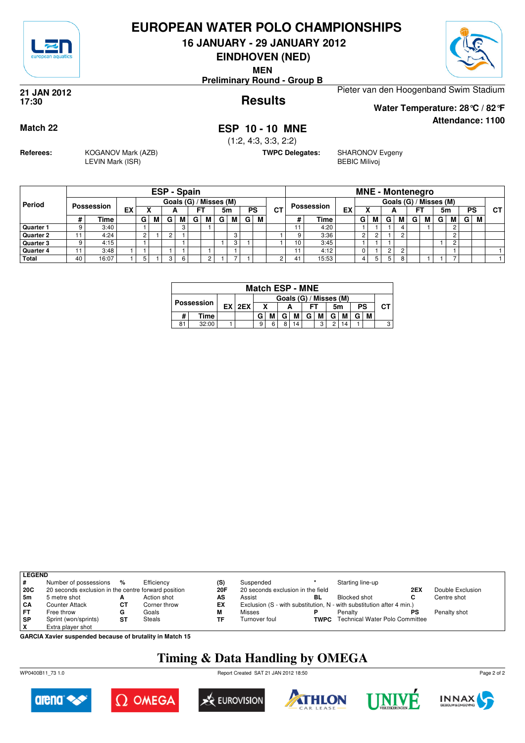# EUROPEAN WATER POLO CHAMPIONSHIPS

**16 JANUARY - 29 JANUARY 2012**

**EINDHOVEN (NED)**

**MEN**

**Preliminary Round - Group B**

**21 JAN 2012**
**17:30**

## Results

Pieter van den Hoogenband Swim Stadium

**Water Temperature: 28°C / 82°F**

**Attendance: 1100**

**Match 22**

## ESP 10 - 10 MNE

(1:2, 4:3, 3:3, 2:2)

**Referees:** KOGANOV Mark (AZB), LEVIN Mark (ISR)

**TWPC Delegates:** SHARONOV Evgeny, BEBIC Milivoj

| Period | ESP - Spain | | | | | | | | | | | | | | | MNE - Montenegro | | | | | | | | | | | | | | |
|---|---|---|---|---|---|---|---|---|---|---|---|---|---|---|---|---|---|---|---|---|---|---|---|---|---|---|---|---|---|---|
| | Possession | | EX | Goals (G) / Misses (M) | | | | | | | | | | CT | Possession | | EX | Goals (G) / Misses (M) | | | | | | | | | | CT |
| | | | | X | | A | | FT | | 5m | | PS | | | | | | X | | A | | FT | | 5m | | PS | | |
| | # | Time | | G | M | G | M | G | M | G | M | G | M | | # | Time | | G | M | G | M | G | M | G | M | G | M | |
| Quarter 1 | 9 | 3:40 | | 1 | | | 3 | | 1 | | | | | | 11 | 4:20 | | 1 | 1 | 1 | 4 | | 1 | | 2 | | | |
| Quarter 2 | 11 | 4:24 | | 2 | 1 | 2 | 1 | | | | 3 | | | 1 | 9 | 3:36 | | 2 | 2 | 1 | 2 | | | | 2 | | | |
| Quarter 3 | 9 | 4:15 | | 1 | | | 1 | | | 1 | 3 | 1 | | 1 | 10 | 3:45 | | 1 | 1 | 1 | | | | 1 | 2 | | | |
| Quarter 4 | 11 | 3:48 | 1 | 1 | | 1 | 1 | | 1 | | 1 | | | | 11 | 4:12 | | 0 | 1 | 2 | 2 | | | | 1 | | | 1 |
| Total | 40 | 16:07 | 1 | 5 | 1 | 3 | 6 | | 2 | 1 | 7 | 1 | | 2 | 41 | 15:53 | | 4 | 5 | 5 | 8 | | 1 | 1 | 7 | | | 1 |

| Match ESP - MNE | | | | | | | | | | | | | | |
|---|---|---|---|---|---|---|---|---|---|---|---|---|---|---|
| Possession | | EX | 2EX | Goals (G) / Misses (M) | | | | | | | | | | CT |
| | | | | X | | A | | FT | | 5m | | PS | | |
| # | Time | | | G | M | G | M | G | M | G | M | G | M | |
| 81 | 32:00 | 1 | | 9 | 6 | 8 | 14 | | 3 | 2 | 14 | 1 | | 3 |

**LEGEND**

| | | | | | | | | | |
|---|---|---|---|---|---|---|---|---|---|
| # | Number of possessions | % | Efficiency | (S) | Suspended | * | Starting line-up | | |
| 20C | 20 seconds exclusion in the centre forward position | | | 20F | 20 seconds exclusion in the field | | | 2EX | Double Exclusion |
| 5m | 5 metre shot | A | Action shot | AS | Assist | BL | Blocked shot | C | Centre shot |
| CA | Counter Attack | CT | Corner throw | EX | Exclusion (S - with substitution, N - with substitution after 4 min.) | | | | |
| FT | Free throw | G | Goals | M | Misses | P | Penalty | PS | Penalty shot |
| SP | Sprint (won/sprints) | ST | Steals | TF | Turnover foul | TWPC | Technical Water Polo Committee | | |
| X | Extra player shot | | | | | | | | |

**GARCIA Xavier suspended because of brutality in Match 15**

## Timing & Data Handling by OMEGA

WP0400B11_73 1.0 Report Created SAT 21 JAN 2012 18:50